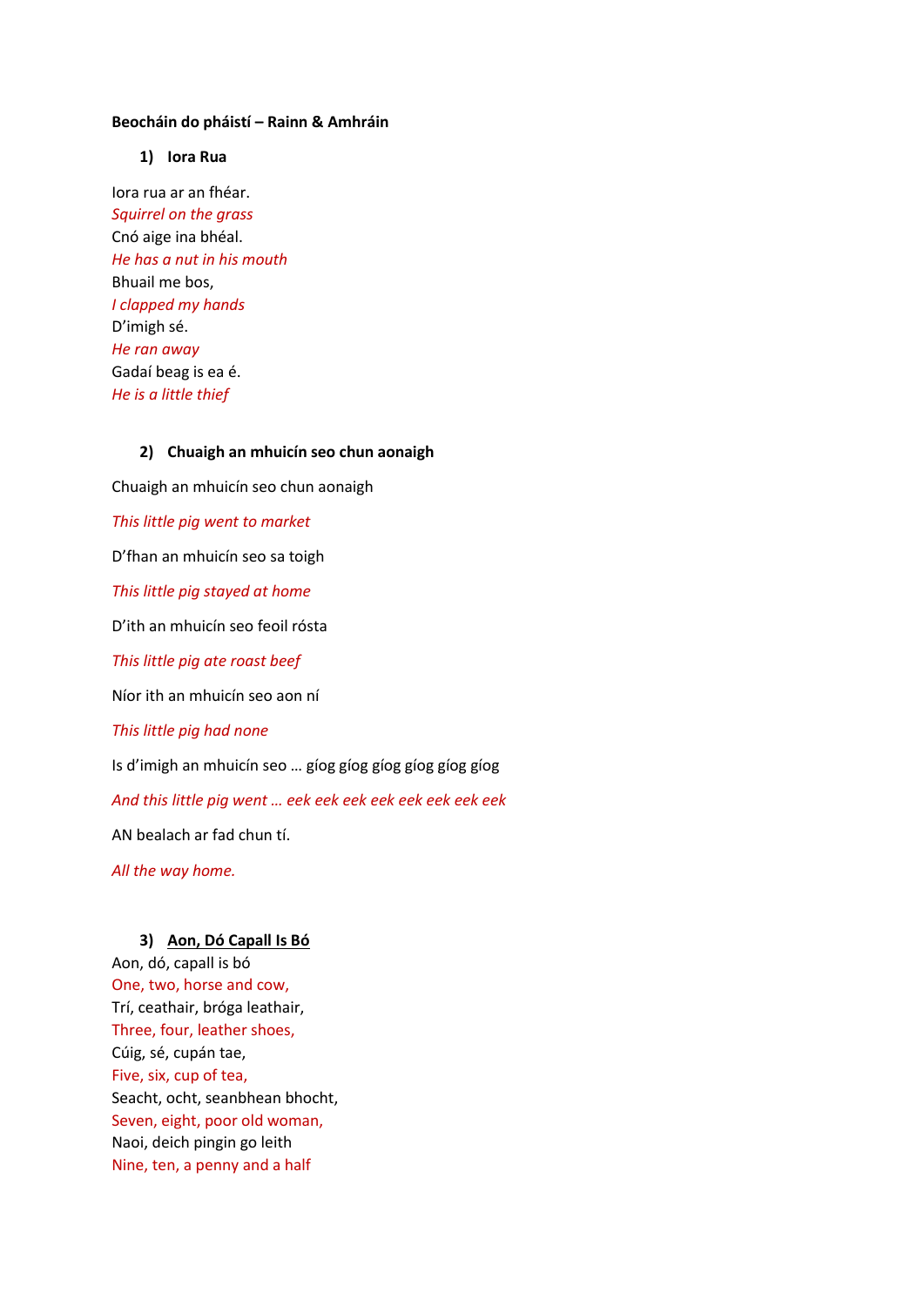**Beocháin do pháistí – Rainn & Amhráin**

1) **Iora Rua**

Iora rua ar an fhéar.
*Squirrel on the grass*
Cnó aige ina bhéal.
*He has a nut in his mouth*
Bhuail me bos,
*I clapped my hands*
D'imigh sé.
*He ran away*
Gadaí beag is ea é.
*He is a little thief*

2) **Chuaigh an mhuicín seo chun aonaigh**

Chuaigh an mhuicín seo chun aonaigh

*This little pig went to market*

D'fhan an mhuicín seo sa toigh

*This little pig stayed at home*

D'ith an mhuicín seo feoil rósta

*This little pig ate roast beef*

Níor ith an mhuicín seo aon ní

*This little pig had none*

Is d'imigh an mhuicín seo … gíog gíog gíog gíog gíog gíog

*And this little pig went … eek eek eek eek eek eek eek eek*

AN bealach ar fad chun tí.

*All the way home.*

3) **<u>Aon, Dó Capall Is Bó</u>**

Aon, dó, capall is bó
One, two, horse and cow,
Trí, ceathair, bróga leathair,
Three, four, leather shoes,
Cúig, sé, cupán tae,
Five, six, cup of tea,
Seacht, ocht, seanbhean bhocht,
Seven, eight, poor old woman,
Naoi, deich pingin go leith
Nine, ten, a penny and a half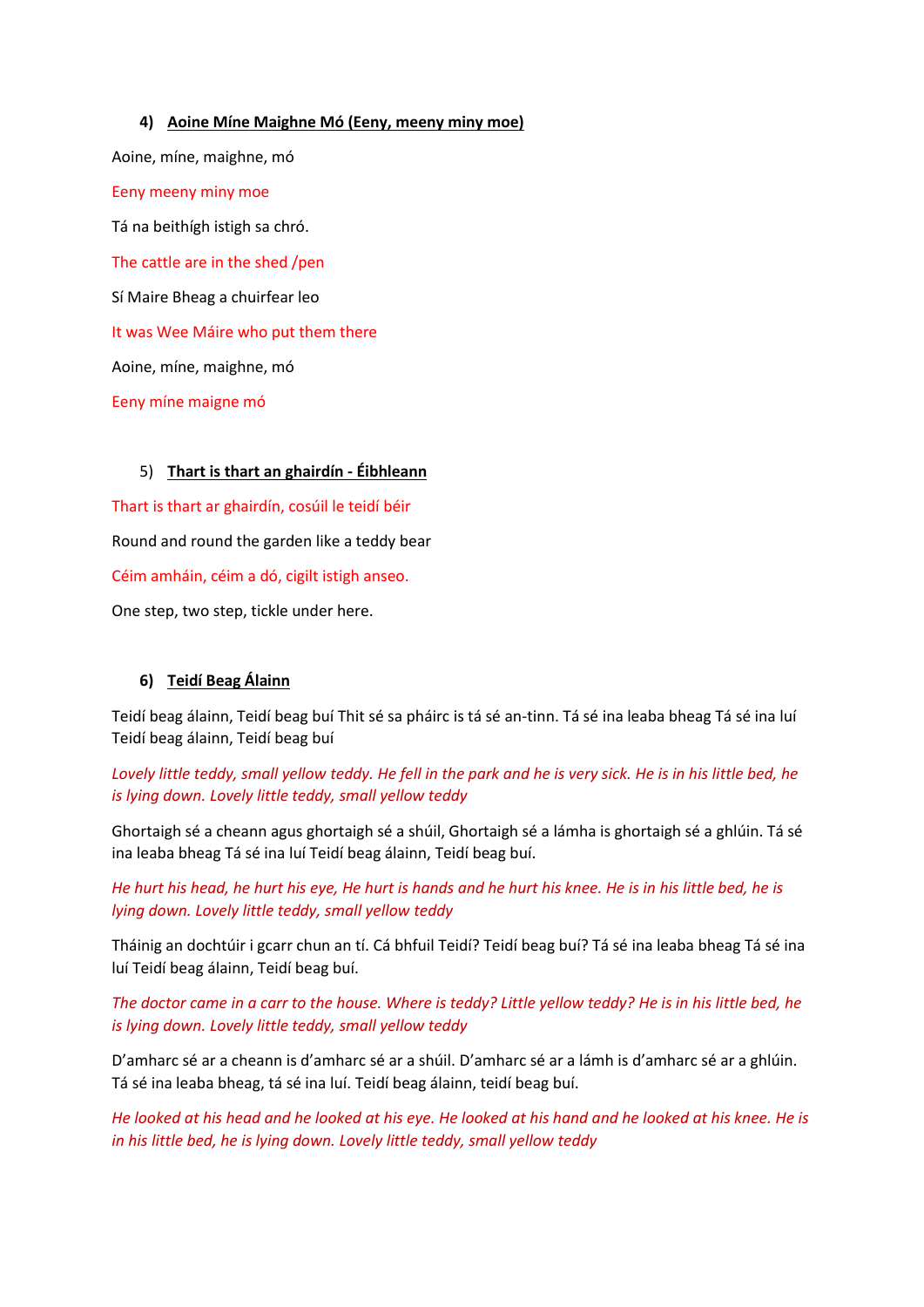### 4) Aoine Míne Maighne Mó (Eeny, meeny miny moe)

Aoine, míne, maighne, mó

Eeny meeny miny moe

Tá na beithígh istigh sa chró.

The cattle are in the shed /pen

Sí Maire Bheag a chuirfear leo

It was Wee Máire who put them there

Aoine, míne, maighne, mó

Eeny míne maigne mó

### 5) Thart is thart an ghairdín - Éibhleann

Thart is thart ar ghairdín, cosúil le teidí béir

Round and round the garden like a teddy bear

Céim amháin, céim a dó, cigilt istigh anseo.

One step, two step, tickle under here.

### 6) Teidí Beag Álainn

Teidí beag álainn, Teidí beag buí Thit sé sa pháirc is tá sé an-tinn. Tá sé ina leaba bheag Tá sé ina luí Teidí beag álainn, Teidí beag buí

*Lovely little teddy, small yellow teddy. He fell in the park and he is very sick. He is in his little bed, he is lying down. Lovely little teddy, small yellow teddy*

Ghortaigh sé a cheann agus ghortaigh sé a shúil, Ghortaigh sé a lámha is ghortaigh sé a ghlúin. Tá sé ina leaba bheag Tá sé ina luí Teidí beag álainn, Teidí beag buí.

*He hurt his head, he hurt his eye, He hurt is hands and he hurt his knee. He is in his little bed, he is lying down. Lovely little teddy, small yellow teddy*

Tháinig an dochtúir i gcarr chun an tí. Cá bhfuil Teidí? Teidí beag buí? Tá sé ina leaba bheag Tá sé ina luí Teidí beag álainn, Teidí beag buí.

*The doctor came in a carr to the house. Where is teddy? Little yellow teddy? He is in his little bed, he is lying down. Lovely little teddy, small yellow teddy*

D'amharc sé ar a cheann is d'amharc sé ar a shúil. D'amharc sé ar a lámh is d'amharc sé ar a ghlúin. Tá sé ina leaba bheag, tá sé ina luí. Teidí beag álainn, teidí beag buí.

*He looked at his head and he looked at his eye. He looked at his hand and he looked at his knee. He is in his little bed, he is lying down. Lovely little teddy, small yellow teddy*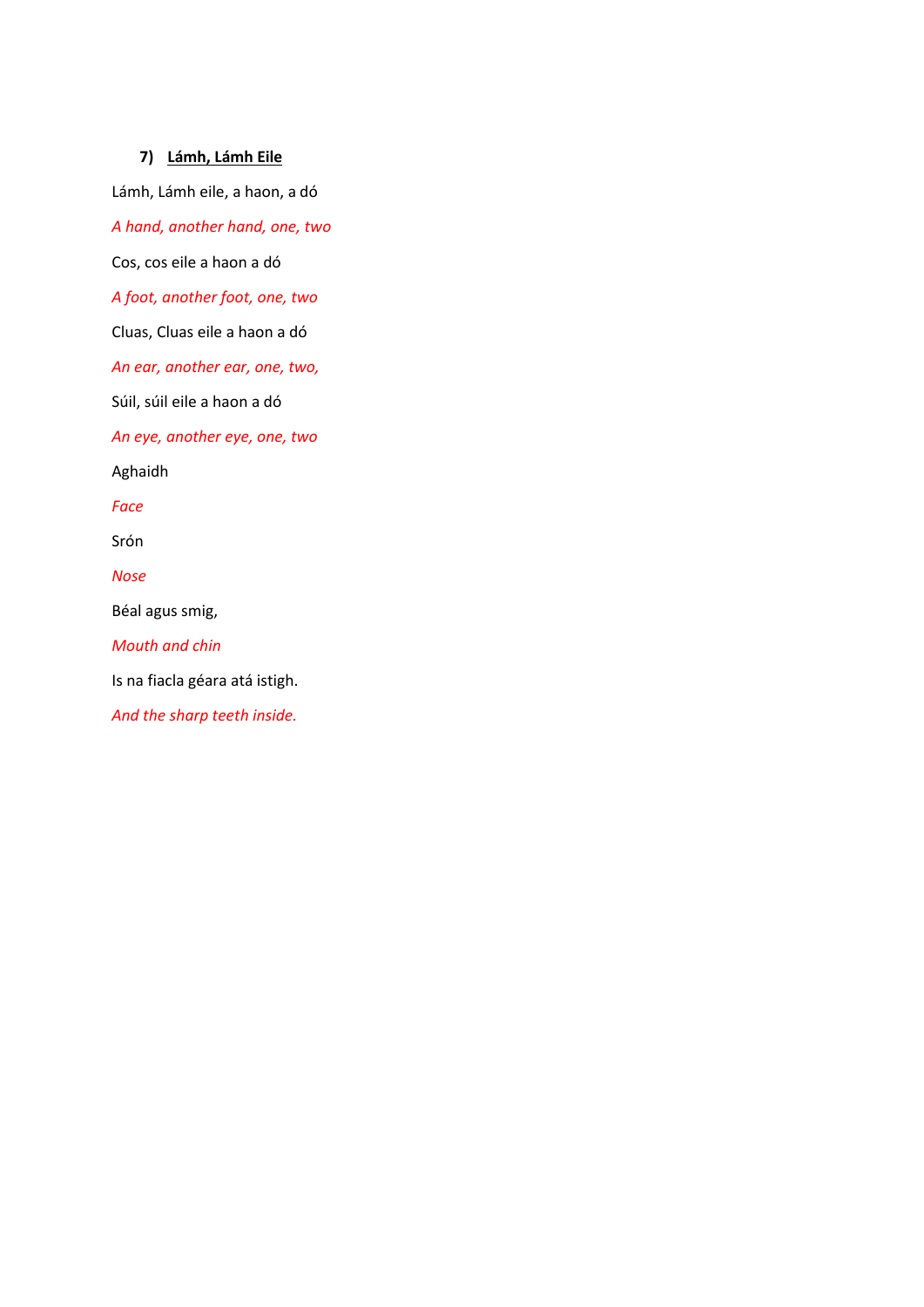### 7) Lámh, Lámh Eile

Lámh, Lámh eile, a haon, a dó

*A hand, another hand, one, two*

Cos, cos eile a haon a dó

*A foot, another foot, one, two*

Cluas, Cluas eile a haon a dó

*An ear, another ear, one, two,*

Súil, súil eile a haon a dó

*An eye, another eye, one, two*

Aghaidh

*Face*

Srón

*Nose*

Béal agus smig,

*Mouth and chin*

Is na fiacla géara atá istigh.

*And the sharp teeth inside.*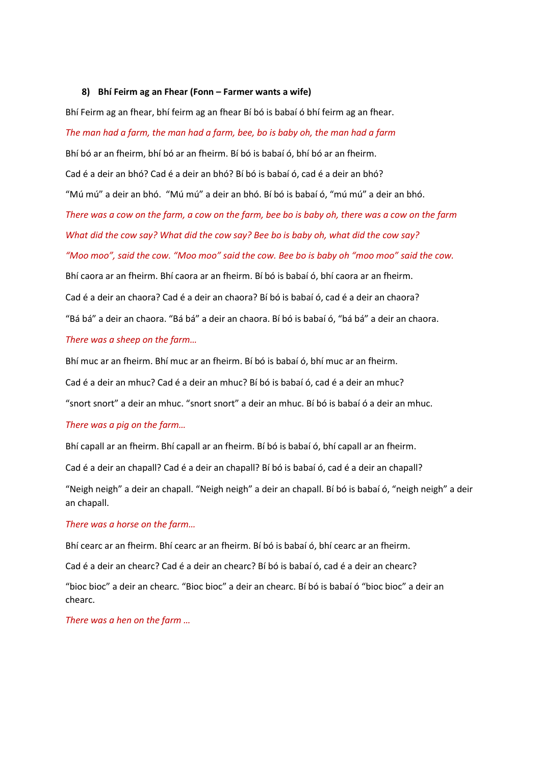8) **Bhí Feirm ag an Fhear (Fonn – Farmer wants a wife)**

Bhí Feirm ag an fhear, bhí feirm ag an fhear Bí bó is babaí ó bhí feirm ag an fhear.

*The man had a farm, the man had a farm, bee, bo is baby oh, the man had a farm*

Bhí bó ar an fheirm, bhí bó ar an fheirm. Bí bó is babaí ó, bhí bó ar an fheirm.

Cad é a deir an bhó? Cad é a deir an bhó? Bí bó is babaí ó, cad é a deir an bhó?

"Mú mú" a deir an bhó. "Mú mú" a deir an bhó. Bí bó is babaí ó, "mú mú" a deir an bhó.

*There was a cow on the farm, a cow on the farm, bee bo is baby oh, there was a cow on the farm*

*What did the cow say? What did the cow say? Bee bo is baby oh, what did the cow say?*

*"Moo moo", said the cow. "Moo moo" said the cow. Bee bo is baby oh "moo moo" said the cow.*

Bhí caora ar an fheirm. Bhí caora ar an fheirm. Bí bó is babaí ó, bhí caora ar an fheirm.

Cad é a deir an chaora? Cad é a deir an chaora? Bí bó is babaí ó, cad é a deir an chaora?

"Bá bá" a deir an chaora. "Bá bá" a deir an chaora. Bí bó is babaí ó, "bá bá" a deir an chaora.

*There was a sheep on the farm…*

Bhí muc ar an fheirm. Bhí muc ar an fheirm. Bí bó is babaí ó, bhí muc ar an fheirm.

Cad é a deir an mhuc? Cad é a deir an mhuc? Bí bó is babaí ó, cad é a deir an mhuc?

"snort snort" a deir an mhuc. "snort snort" a deir an mhuc. Bí bó is babaí ó a deir an mhuc.

*There was a pig on the farm…*

Bhí capall ar an fheirm. Bhí capall ar an fheirm. Bí bó is babaí ó, bhí capall ar an fheirm.

Cad é a deir an chapall? Cad é a deir an chapall? Bí bó is babaí ó, cad é a deir an chapall?

"Neigh neigh" a deir an chapall. "Neigh neigh" a deir an chapall. Bí bó is babaí ó, "neigh neigh" a deir an chapall.

*There was a horse on the farm…*

Bhí cearc ar an fheirm. Bhí cearc ar an fheirm. Bí bó is babaí ó, bhí cearc ar an fheirm.

Cad é a deir an chearc? Cad é a deir an chearc? Bí bó is babaí ó, cad é a deir an chearc?

"bioc bioc" a deir an chearc. "Bioc bioc" a deir an chearc. Bí bó is babaí ó "bioc bioc" a deir an chearc.

*There was a hen on the farm …*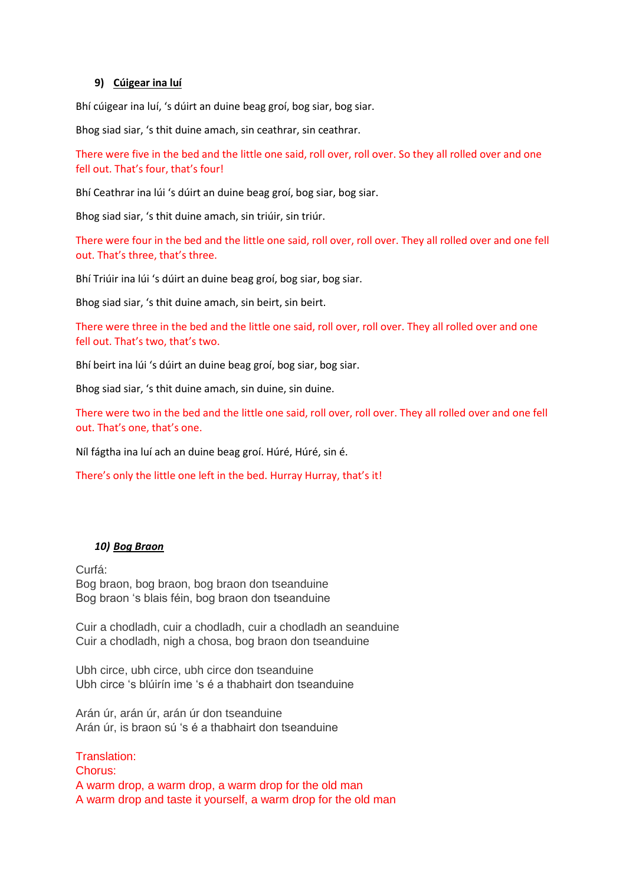### 9) Cúigear ina luí

Bhí cúigear ina luí, 's dúirt an duine beag groí, bog siar, bog siar.

Bhog siad siar, 's thit duine amach, sin ceathrar, sin ceathrar.

There were five in the bed and the little one said, roll over, roll over. So they all rolled over and one fell out. That's four, that's four!

Bhí Ceathrar ina lúi 's dúirt an duine beag groí, bog siar, bog siar.

Bhog siad siar, 's thit duine amach, sin triúir, sin triúr.

There were four in the bed and the little one said, roll over, roll over. They all rolled over and one fell out. That's three, that's three.

Bhí Triúir ina lúi 's dúirt an duine beag groí, bog siar, bog siar.

Bhog siad siar, 's thit duine amach, sin beirt, sin beirt.

There were three in the bed and the little one said, roll over, roll over. They all rolled over and one fell out. That's two, that's two.

Bhí beirt ina lúi 's dúirt an duine beag groí, bog siar, bog siar.

Bhog siad siar, 's thit duine amach, sin duine, sin duine.

There were two in the bed and the little one said, roll over, roll over. They all rolled over and one fell out. That's one, that's one.

Níl fágtha ina luí ach an duine beag groí. Húré, Húré, sin é.

There's only the little one left in the bed. Hurray Hurray, that's it!

### *10) Bog Braon*

Curfá:
Bog braon, bog braon, bog braon don tseanduine
Bog braon 's blais féin, bog braon don tseanduine

Cuir a chodladh, cuir a chodladh, cuir a chodladh an seanduine
Cuir a chodladh, nigh a chosa, bog braon don tseanduine

Ubh circe, ubh circe, ubh circe don tseanduine
Ubh circe 's blúirín ime 's é a thabhairt don tseanduine

Arán úr, arán úr, arán úr don tseanduine
Arán úr, is braon sú 's é a thabhairt don tseanduine

Translation:
Chorus:
A warm drop, a warm drop, a warm drop for the old man
A warm drop and taste it yourself, a warm drop for the old man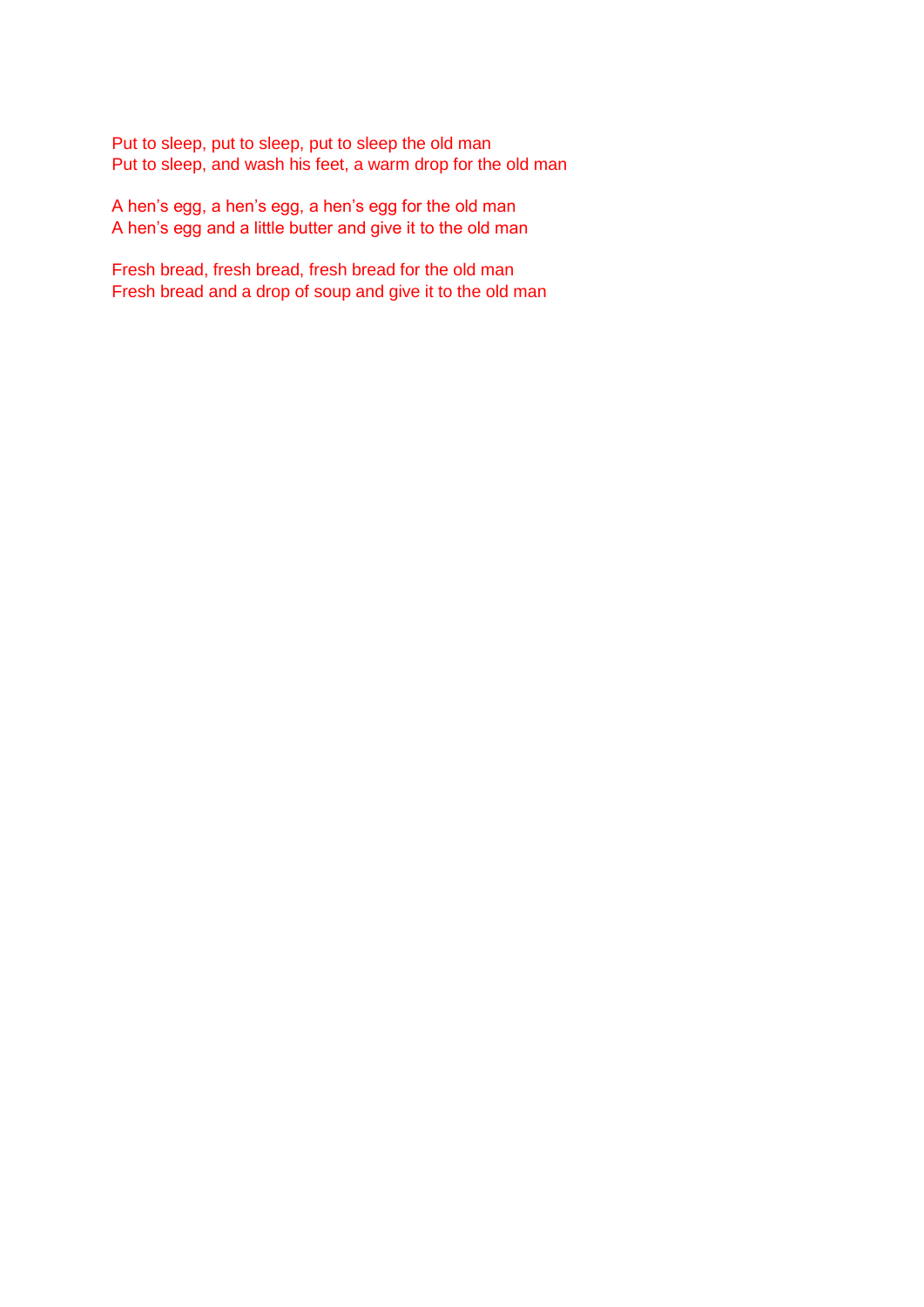Put to sleep, put to sleep, put to sleep the old man
Put to sleep, and wash his feet, a warm drop for the old man

A hen's egg, a hen's egg, a hen's egg for the old man
A hen's egg and a little butter and give it to the old man

Fresh bread, fresh bread, fresh bread for the old man
Fresh bread and a drop of soup and give it to the old man